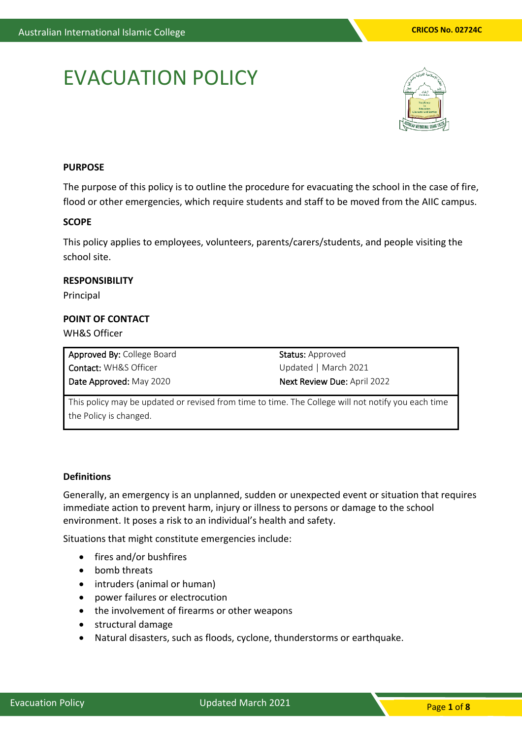# EVACUATION POLICY

**PURPOSE**

The purpose of this policy is to outline the procedure for evacuating the school in the case of fire, flood or other emergencies, which require students and staff to be moved from the AIIC campus.

**SCOPE**

This policy applies to employees, volunteers, parents/carers/students, and people visiting the school site.

**RESPONSIBILITY**

Principal

**POINT OF CONTACT**

WH&S Officer

| **Approved By:** College Board | **Status:** Approved |
|---|---|
| **Contact:** WH&S Officer | Updated \| March 2021 |
| **Date Approved:** May 2020 | **Next Review Due:** April 2022 |
| This policy may be updated or revised from time to time. The College will not notify you each time the Policy is changed. | |

**Definitions**

Generally, an emergency is an unplanned, sudden or unexpected event or situation that requires immediate action to prevent harm, injury or illness to persons or damage to the school environment. It poses a risk to an individual's health and safety.

Situations that might constitute emergencies include:

- fires and/or bushfires
- bomb threats
- intruders (animal or human)
- power failures or electrocution
- the involvement of firearms or other weapons
- structural damage
- Natural disasters, such as floods, cyclone, thunderstorms or earthquake.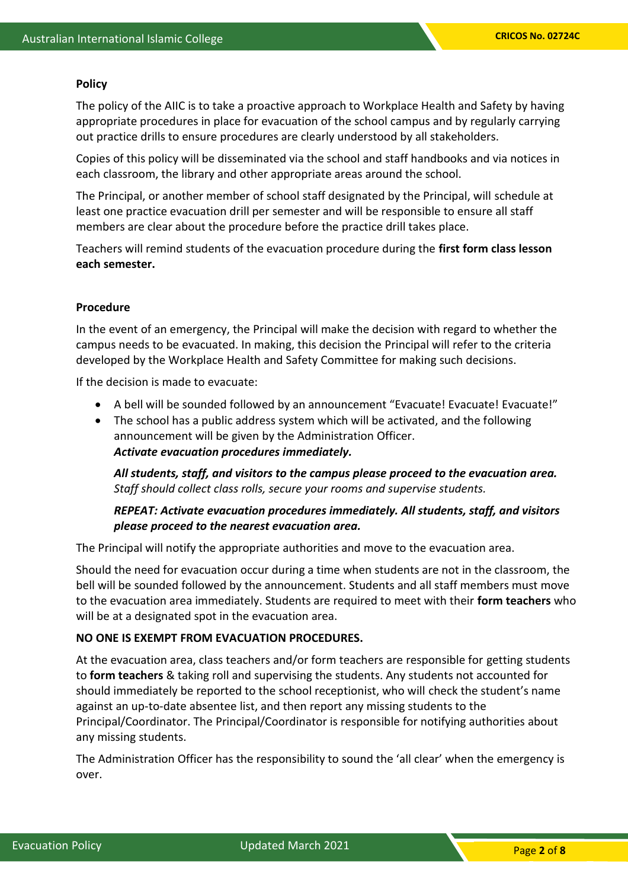## Policy

The policy of the AIIC is to take a proactive approach to Workplace Health and Safety by having appropriate procedures in place for evacuation of the school campus and by regularly carrying out practice drills to ensure procedures are clearly understood by all stakeholders.

Copies of this policy will be disseminated via the school and staff handbooks and via notices in each classroom, the library and other appropriate areas around the school.

The Principal, or another member of school staff designated by the Principal, will schedule at least one practice evacuation drill per semester and will be responsible to ensure all staff members are clear about the procedure before the practice drill takes place.

Teachers will remind students of the evacuation procedure during the **first form class lesson each semester.**

## Procedure

In the event of an emergency, the Principal will make the decision with regard to whether the campus needs to be evacuated. In making, this decision the Principal will refer to the criteria developed by the Workplace Health and Safety Committee for making such decisions.

If the decision is made to evacuate:

- A bell will be sounded followed by an announcement "Evacuate! Evacuate! Evacuate!"
- The school has a public address system which will be activated, and the following announcement will be given by the Administration Officer.
  ***Activate evacuation procedures immediately.***

  ***All students, staff, and visitors to the campus please proceed to the evacuation area.*** *Staff should collect class rolls, secure your rooms and supervise students.*

  ***REPEAT: Activate evacuation procedures immediately. All students, staff, and visitors please proceed to the nearest evacuation area.***

The Principal will notify the appropriate authorities and move to the evacuation area.

Should the need for evacuation occur during a time when students are not in the classroom, the bell will be sounded followed by the announcement. Students and all staff members must move to the evacuation area immediately. Students are required to meet with their **form teachers** who will be at a designated spot in the evacuation area.

**NO ONE IS EXEMPT FROM EVACUATION PROCEDURES.**

At the evacuation area, class teachers and/or form teachers are responsible for getting students to **form teachers** & taking roll and supervising the students. Any students not accounted for should immediately be reported to the school receptionist, who will check the student's name against an up-to-date absentee list, and then report any missing students to the Principal/Coordinator. The Principal/Coordinator is responsible for notifying authorities about any missing students.

The Administration Officer has the responsibility to sound the 'all clear' when the emergency is over.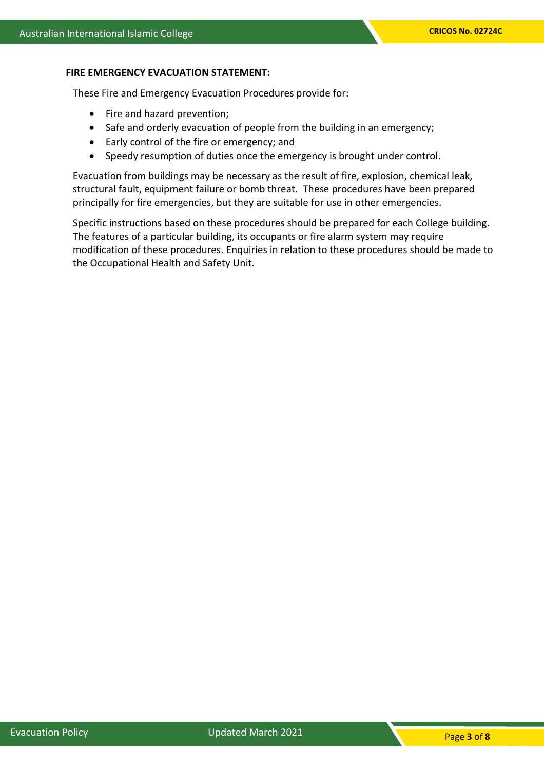**FIRE EMERGENCY EVACUATION STATEMENT:**

These Fire and Emergency Evacuation Procedures provide for:

- Fire and hazard prevention;
- Safe and orderly evacuation of people from the building in an emergency;
- Early control of the fire or emergency; and
- Speedy resumption of duties once the emergency is brought under control.

Evacuation from buildings may be necessary as the result of fire, explosion, chemical leak, structural fault, equipment failure or bomb threat. These procedures have been prepared principally for fire emergencies, but they are suitable for use in other emergencies.

Specific instructions based on these procedures should be prepared for each College building. The features of a particular building, its occupants or fire alarm system may require modification of these procedures. Enquiries in relation to these procedures should be made to the Occupational Health and Safety Unit.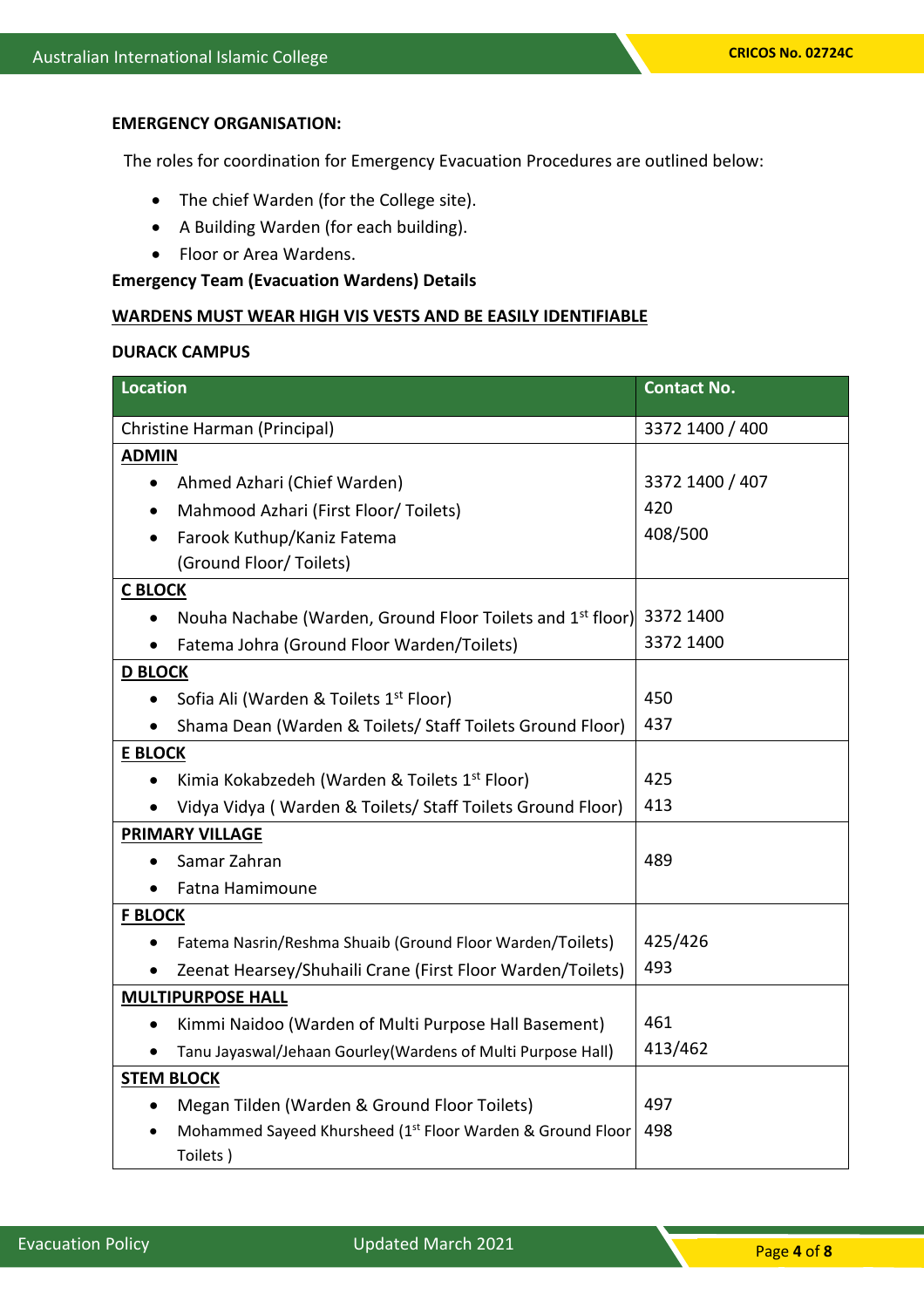**EMERGENCY ORGANISATION:**

The roles for coordination for Emergency Evacuation Procedures are outlined below:

- The chief Warden (for the College site).
- A Building Warden (for each building).
- Floor or Area Wardens.

**Emergency Team (Evacuation Wardens) Details**

**WARDENS MUST WEAR HIGH VIS VESTS AND BE EASILY IDENTIFIABLE**

**DURACK CAMPUS**

| Location | Contact No. |
|---|---|
| Christine Harman (Principal) | 3372 1400 / 400 |
| **ADMIN**<br>• Ahmed Azhari (Chief Warden)<br>• Mahmood Azhari (First Floor/ Toilets)<br>• Farook Kuthup/Kaniz Fatema (Ground Floor/ Toilets) | <br>3372 1400 / 407<br>420<br>408/500 |
| **C BLOCK**<br>• Nouha Nachabe (Warden, Ground Floor Toilets and 1st floor)<br>• Fatema Johra (Ground Floor Warden/Toilets) | <br>3372 1400<br>3372 1400 |
| **D BLOCK**<br>• Sofia Ali (Warden & Toilets 1st Floor)<br>• Shama Dean (Warden & Toilets/ Staff Toilets Ground Floor) | <br>450<br>437 |
| **E BLOCK**<br>• Kimia Kokabzedeh (Warden & Toilets 1st Floor)<br>• Vidya Vidya ( Warden & Toilets/ Staff Toilets Ground Floor) | <br>425<br>413 |
| **PRIMARY VILLAGE**<br>• Samar Zahran<br>• Fatna Hamimoune | <br>489 |
| **F BLOCK**<br>• Fatema Nasrin/Reshma Shuaib (Ground Floor Warden/Toilets)<br>• Zeenat Hearsey/Shuhaili Crane (First Floor Warden/Toilets) | <br>425/426<br>493 |
| **MULTIPURPOSE HALL**<br>• Kimmi Naidoo (Warden of Multi Purpose Hall Basement)<br>• Tanu Jayaswal/Jehaan Gourley(Wardens of Multi Purpose Hall) | <br>461<br>413/462 |
| **STEM BLOCK**<br>• Megan Tilden (Warden & Ground Floor Toilets)<br>• Mohammed Sayeed Khursheed (1st Floor Warden & Ground Floor Toilets ) | <br>497<br>498 |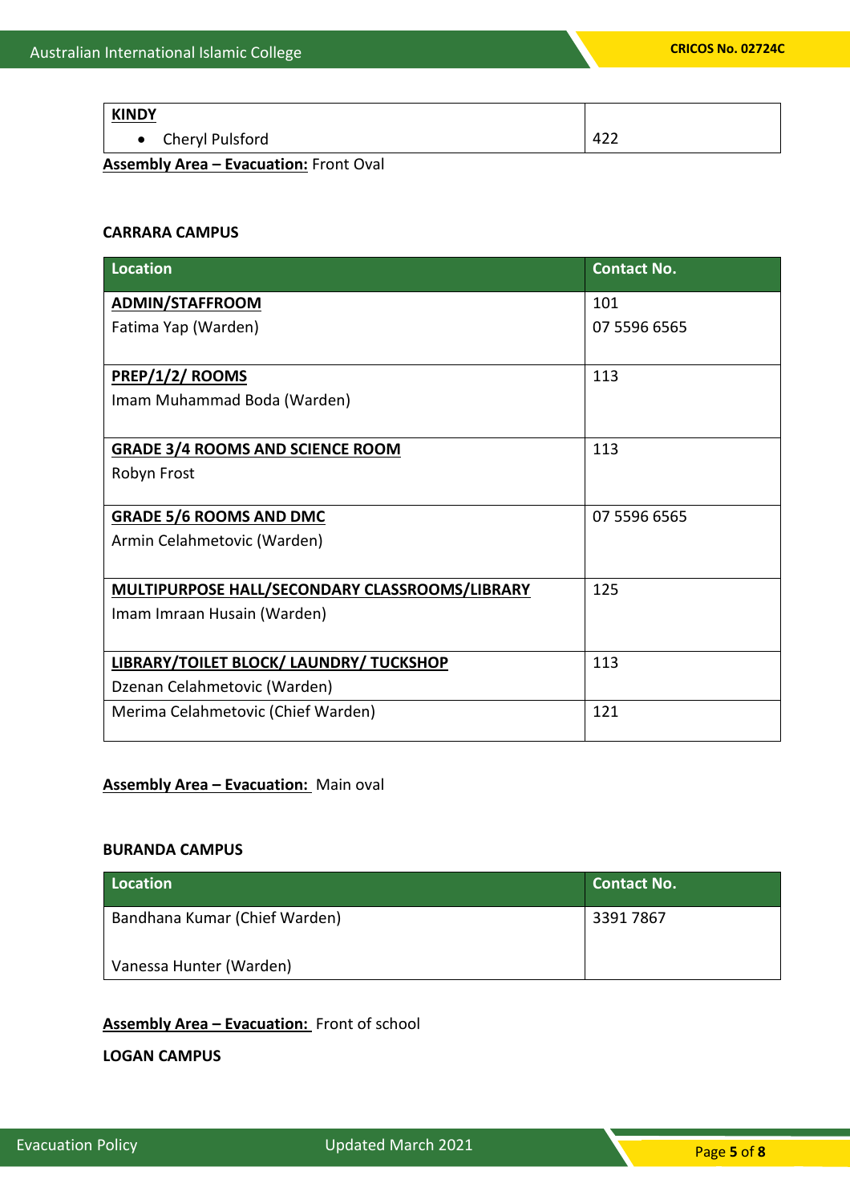| **KINDY**<br>• Cheryl Pulsford | 422 |
|---|---|

**Assembly Area – Evacuation:** Front Oval

**CARRARA CAMPUS**

| Location | Contact No. |
|---|---|
| **ADMIN/STAFFROOM**<br>Fatima Yap (Warden) | 101<br>07 5596 6565 |
| **PREP/1/2/ ROOMS**<br>Imam Muhammad Boda (Warden) | 113 |
| **GRADE 3/4 ROOMS AND SCIENCE ROOM**<br>Robyn Frost | 113 |
| **GRADE 5/6 ROOMS AND DMC**<br>Armin Celahmetovic (Warden) | 07 5596 6565 |
| **MULTIPURPOSE HALL/SECONDARY CLASSROOMS/LIBRARY**<br>Imam Imraan Husain (Warden) | 125 |
| **LIBRARY/TOILET BLOCK/ LAUNDRY/ TUCKSHOP**<br>Dzenan Celahmetovic (Warden) | 113 |
| Merima Celahmetovic (Chief Warden) | 121 |

**Assembly Area – Evacuation:** Main oval

**BURANDA CAMPUS**

| Location | Contact No. |
|---|---|
| Bandhana Kumar (Chief Warden)<br><br>Vanessa Hunter (Warden) | 3391 7867 |

**Assembly Area – Evacuation:** Front of school

**LOGAN CAMPUS**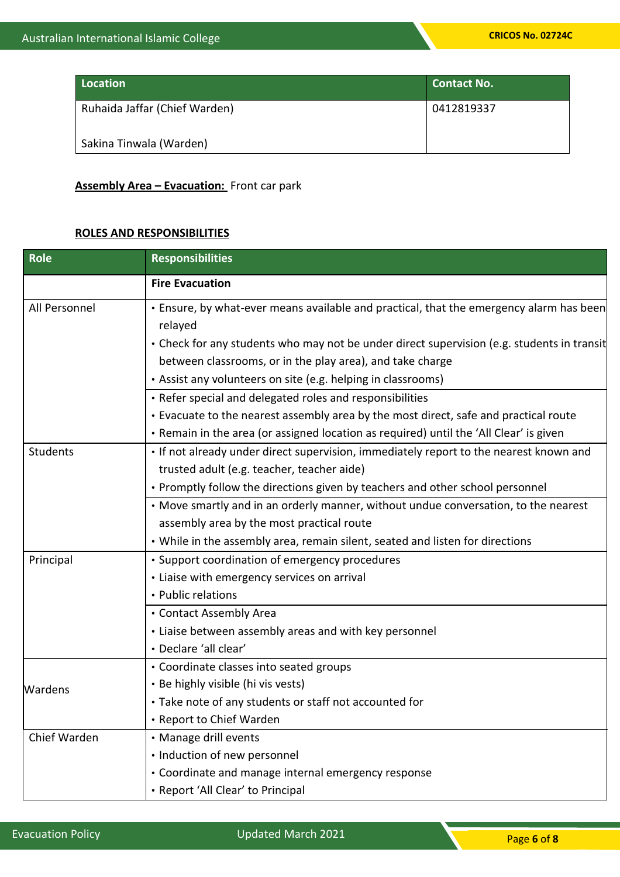| Location | Contact No. |
|---|---|
| Ruhaida Jaffar (Chief Warden)<br><br>Sakina Tinwala (Warden) | 0412819337 |

**Assembly Area – Evacuation:** Front car park

**ROLES AND RESPONSIBILITIES**

| Role | Responsibilities |
|---|---|
| | **Fire Evacuation** |
| All Personnel | • Ensure, by what-ever means available and practical, that the emergency alarm has been relayed<br>• Check for any students who may not be under direct supervision (e.g. students in transit between classrooms, or in the play area), and take charge<br>• Assist any volunteers on site (e.g. helping in classrooms)<br>• Refer special and delegated roles and responsibilities<br>• Evacuate to the nearest assembly area by the most direct, safe and practical route<br>• Remain in the area (or assigned location as required) until the 'All Clear' is given |
| Students | • If not already under direct supervision, immediately report to the nearest known and trusted adult (e.g. teacher, teacher aide)<br>• Promptly follow the directions given by teachers and other school personnel<br>• Move smartly and in an orderly manner, without undue conversation, to the nearest assembly area by the most practical route<br>• While in the assembly area, remain silent, seated and listen for directions |
| Principal | • Support coordination of emergency procedures<br>• Liaise with emergency services on arrival<br>• Public relations<br>• Contact Assembly Area<br>• Liaise between assembly areas and with key personnel<br>• Declare 'all clear' |
| Wardens | • Coordinate classes into seated groups<br>• Be highly visible (hi vis vests)<br>• Take note of any students or staff not accounted for<br>• Report to Chief Warden |
| Chief Warden | • Manage drill events<br>• Induction of new personnel<br>• Coordinate and manage internal emergency response<br>• Report 'All Clear' to Principal |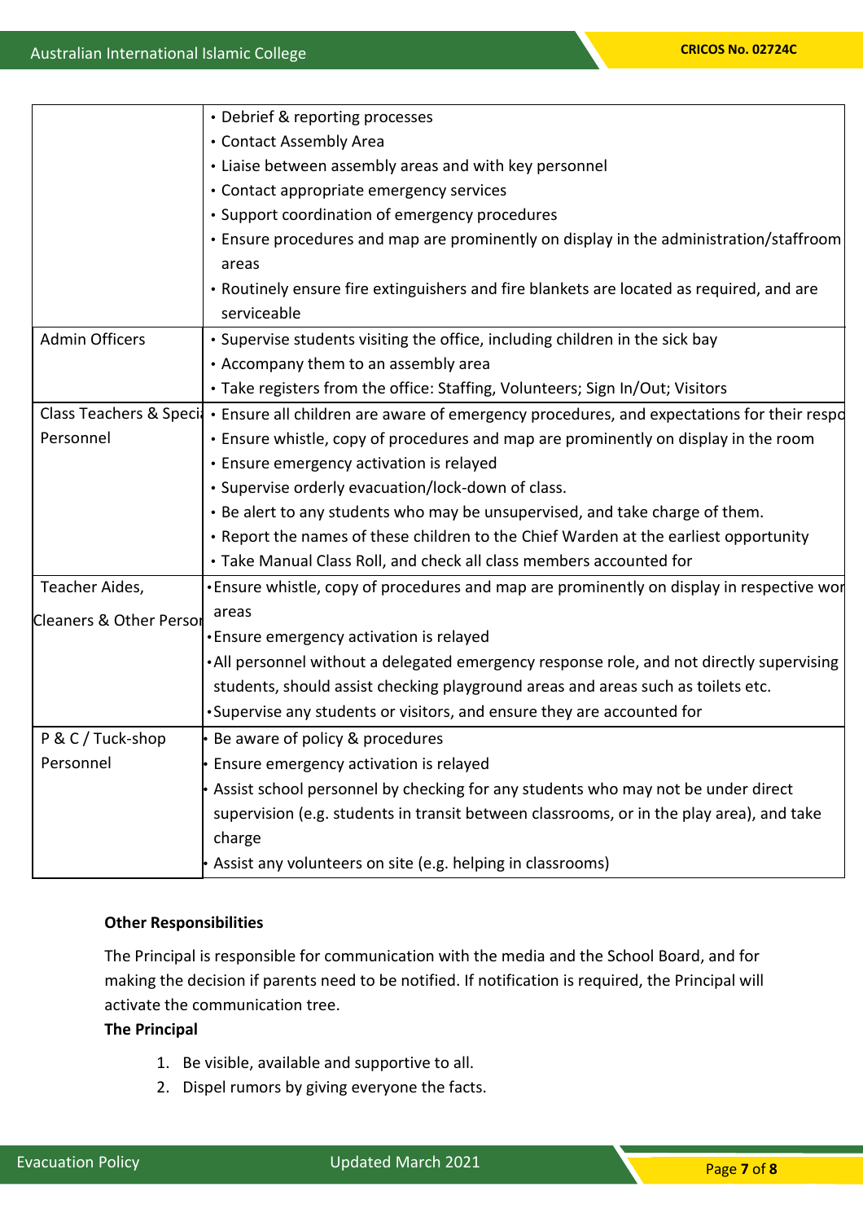| | |
|---|---|
| | • Debrief & reporting processes<br>• Contact Assembly Area<br>• Liaise between assembly areas and with key personnel<br>• Contact appropriate emergency services<br>• Support coordination of emergency procedures<br>• Ensure procedures and map are prominently on display in the administration/staffroom areas<br>• Routinely ensure fire extinguishers and fire blankets are located as required, and are serviceable |
| Admin Officers | • Supervise students visiting the office, including children in the sick bay<br>• Accompany them to an assembly area<br>• Take registers from the office: Staffing, Volunteers; Sign In/Out; Visitors |
| Class Teachers & Speci Personnel | • Ensure all children are aware of emergency procedures, and expectations for their respo<br>• Ensure whistle, copy of procedures and map are prominently on display in the room<br>• Ensure emergency activation is relayed<br>• Supervise orderly evacuation/lock-down of class.<br>• Be alert to any students who may be unsupervised, and take charge of them.<br>• Report the names of these children to the Chief Warden at the earliest opportunity<br>• Take Manual Class Roll, and check all class members accounted for |
| Teacher Aides, Cleaners & Other Persor | • Ensure whistle, copy of procedures and map are prominently on display in respective wor areas<br>• Ensure emergency activation is relayed<br>• All personnel without a delegated emergency response role, and not directly supervising students, should assist checking playground areas and areas such as toilets etc.<br>• Supervise any students or visitors, and ensure they are accounted for |
| P & C / Tuck-shop Personnel | • Be aware of policy & procedures<br>• Ensure emergency activation is relayed<br>• Assist school personnel by checking for any students who may not be under direct supervision (e.g. students in transit between classrooms, or in the play area), and take charge<br>• Assist any volunteers on site (e.g. helping in classrooms) |

**Other Responsibilities**

The Principal is responsible for communication with the media and the School Board, and for making the decision if parents need to be notified. If notification is required, the Principal will activate the communication tree.

**The Principal**

1. Be visible, available and supportive to all.
2. Dispel rumors by giving everyone the facts.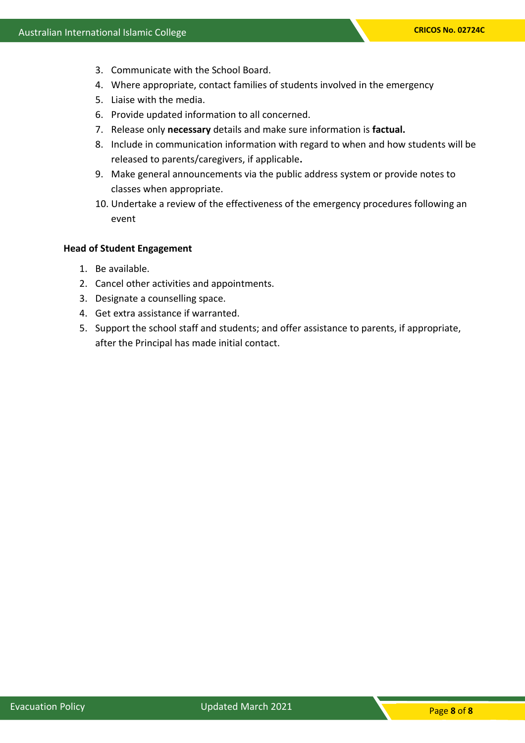3. Communicate with the School Board.
4. Where appropriate, contact families of students involved in the emergency
5. Liaise with the media.
6. Provide updated information to all concerned.
7. Release only **necessary** details and make sure information is **factual.**
8. Include in communication information with regard to when and how students will be released to parents/caregivers, if applicable**.**
9. Make general announcements via the public address system or provide notes to classes when appropriate.
10. Undertake a review of the effectiveness of the emergency procedures following an event

**Head of Student Engagement**

1. Be available.
2. Cancel other activities and appointments.
3. Designate a counselling space.
4. Get extra assistance if warranted.
5. Support the school staff and students; and offer assistance to parents, if appropriate, after the Principal has made initial contact.